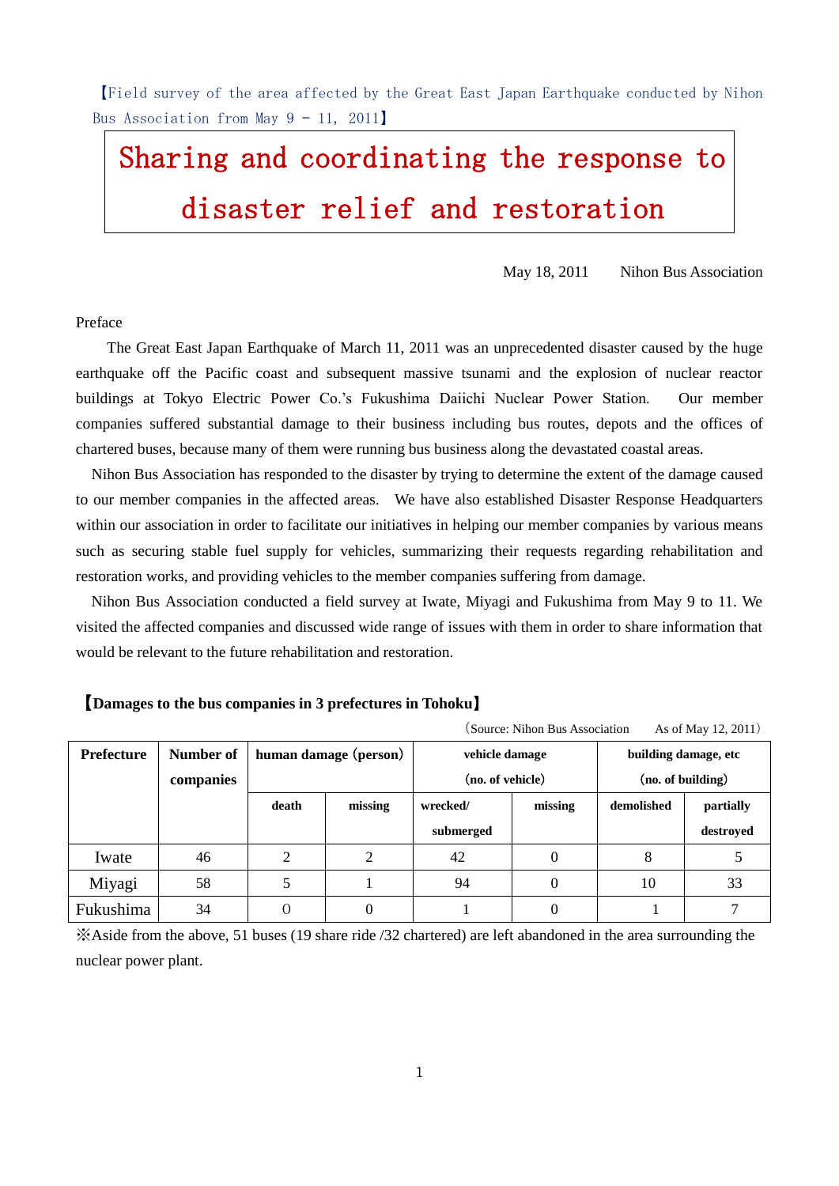【Field survey of the area affected by the Great East Japan Earthquake conducted by Nihon Bus Association from May 9 - 11, 2011】

# Sharing and coordinating the response to disaster relief and restoration

May 18, 2011　Nihon Bus Association

Preface

The Great East Japan Earthquake of March 11, 2011 was an unprecedented disaster caused by the huge earthquake off the Pacific coast and subsequent massive tsunami and the explosion of nuclear reactor buildings at Tokyo Electric Power Co.'s Fukushima Daiichi Nuclear Power Station. Our member companies suffered substantial damage to their business including bus routes, depots and the offices of chartered buses, because many of them were running bus business along the devastated coastal areas.

Nihon Bus Association has responded to the disaster by trying to determine the extent of the damage caused to our member companies in the affected areas. We have also established Disaster Response Headquarters within our association in order to facilitate our initiatives in helping our member companies by various means such as securing stable fuel supply for vehicles, summarizing their requests regarding rehabilitation and restoration works, and providing vehicles to the member companies suffering from damage.

Nihon Bus Association conducted a field survey at Iwate, Miyagi and Fukushima from May 9 to 11. We visited the affected companies and discussed wide range of issues with them in order to share information that would be relevant to the future rehabilitation and restoration.

**【Damages to the bus companies in 3 prefectures in Tohoku】**

（Source: Nihon Bus Association　As of May 12, 2011）

| Prefecture | Number of companies | human damage (person) | | vehicle damage (no. of vehicle) | | building damage, etc (no. of building) | |
|---|---|---|---|---|---|---|---|
| | | death | missing | wrecked/ submerged | missing | demolished | partially destroyed |
| Iwate | 46 | 2 | 2 | 42 | 0 | 8 | 5 |
| Miyagi | 58 | 5 | 1 | 94 | 0 | 10 | 33 |
| Fukushima | 34 | 0 | 0 | 1 | 0 | 1 | 7 |

※Aside from the above, 51 buses (19 share ride /32 chartered) are left abandoned in the area surrounding the nuclear power plant.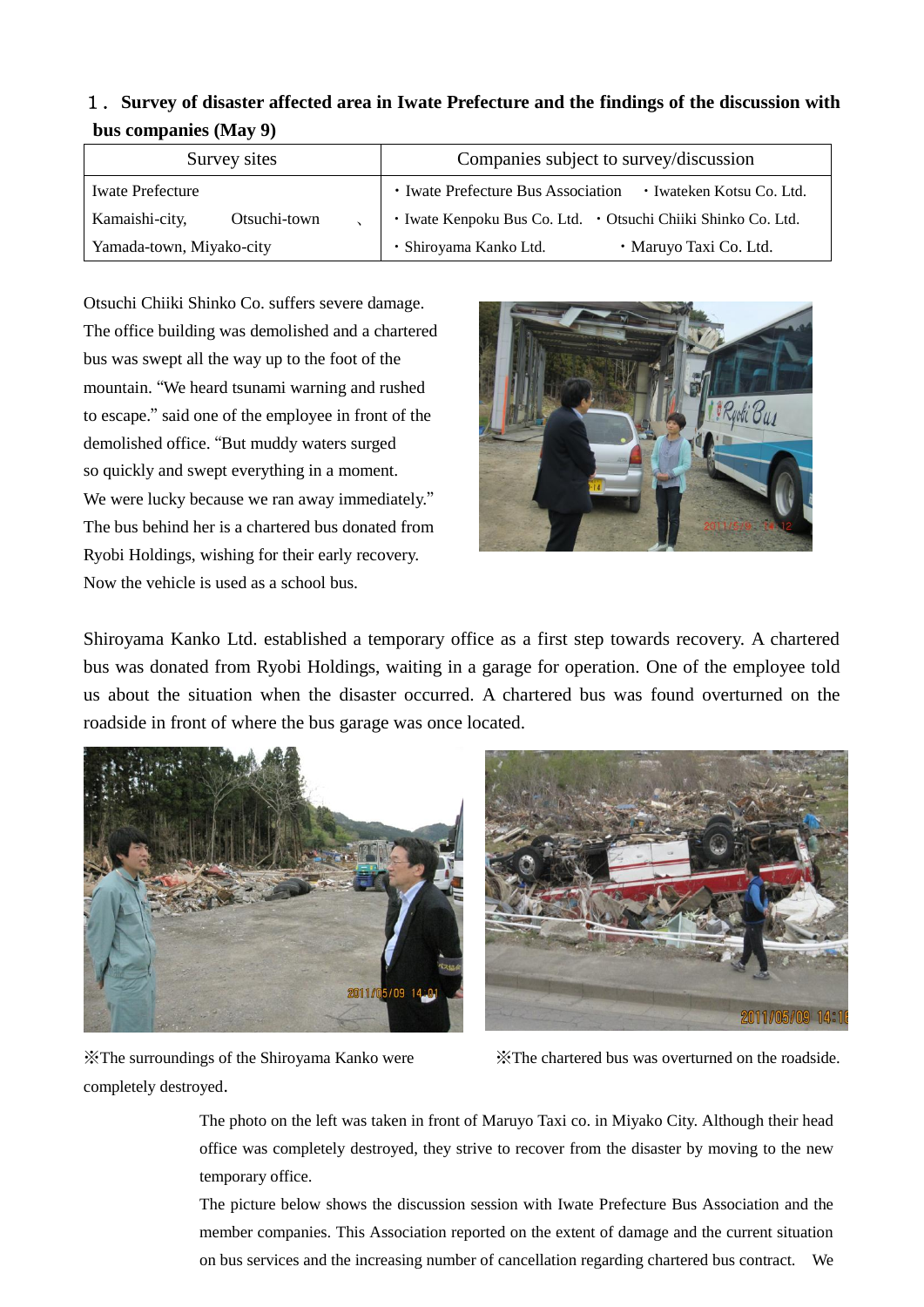## １．Survey of disaster affected area in Iwate Prefecture and the findings of the discussion with bus companies (May 9)

| Survey sites | Companies subject to survey/discussion |
|---|---|
| Iwate Prefecture<br>Kamaishi-city, Otsuchi-town 、<br>Yamada-town, Miyako-city | ・Iwate Prefecture Bus Association ・Iwateken Kotsu Co. Ltd.<br>・Iwate Kenpoku Bus Co. Ltd. ・Otsuchi Chiiki Shinko Co. Ltd.<br>・Shiroyama Kanko Ltd. ・Maruyo Taxi Co. Ltd. |

Otsuchi Chiiki Shinko Co. suffers severe damage. The office building was demolished and a chartered bus was swept all the way up to the foot of the mountain. "We heard tsunami warning and rushed to escape." said one of the employee in front of the demolished office. "But muddy waters surged so quickly and swept everything in a moment. We were lucky because we ran away immediately." The bus behind her is a chartered bus donated from Ryobi Holdings, wishing for their early recovery. Now the vehicle is used as a school bus.

Shiroyama Kanko Ltd. established a temporary office as a first step towards recovery. A chartered bus was donated from Ryobi Holdings, waiting in a garage for operation. One of the employee told us about the situation when the disaster occurred. A chartered bus was found overturned on the roadside in front of where the bus garage was once located.

※The surroundings of the Shiroyama Kanko were completely destroyed.

※The chartered bus was overturned on the roadside.

The photo on the left was taken in front of Maruyo Taxi co. in Miyako City. Although their head office was completely destroyed, they strive to recover from the disaster by moving to the new temporary office.

The picture below shows the discussion session with Iwate Prefecture Bus Association and the member companies. This Association reported on the extent of damage and the current situation on bus services and the increasing number of cancellation regarding chartered bus contract. We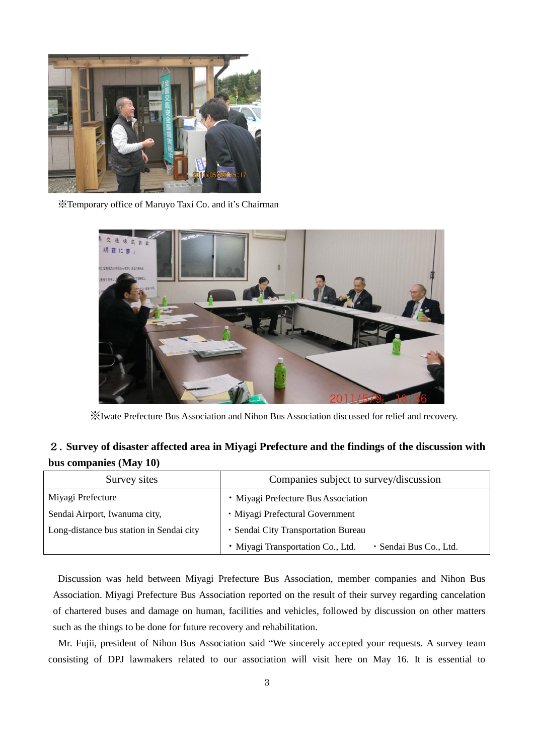※Temporary office of Maruyo Taxi Co. and it's Chairman

※Iwate Prefecture Bus Association and Nihon Bus Association discussed for relief and recovery.

## ２. Survey of disaster affected area in Miyagi Prefecture and the findings of the discussion with bus companies (May 10)

| Survey sites | Companies subject to survey/discussion |
|---|---|
| Miyagi Prefecture | ・Miyagi Prefecture Bus Association |
| Sendai Airport, Iwanuma city, | ・Miyagi Prefectural Government |
| Long-distance bus station in Sendai city | ・Sendai City Transportation Bureau |
| | ・Miyagi Transportation Co., Ltd.　　・Sendai Bus Co., Ltd. |

Discussion was held between Miyagi Prefecture Bus Association, member companies and Nihon Bus Association. Miyagi Prefecture Bus Association reported on the result of their survey regarding cancelation of chartered buses and damage on human, facilities and vehicles, followed by discussion on other matters such as the things to be done for future recovery and rehabilitation.

Mr. Fujii, president of Nihon Bus Association said "We sincerely accepted your requests. A survey team consisting of DPJ lawmakers related to our association will visit here on May 16. It is essential to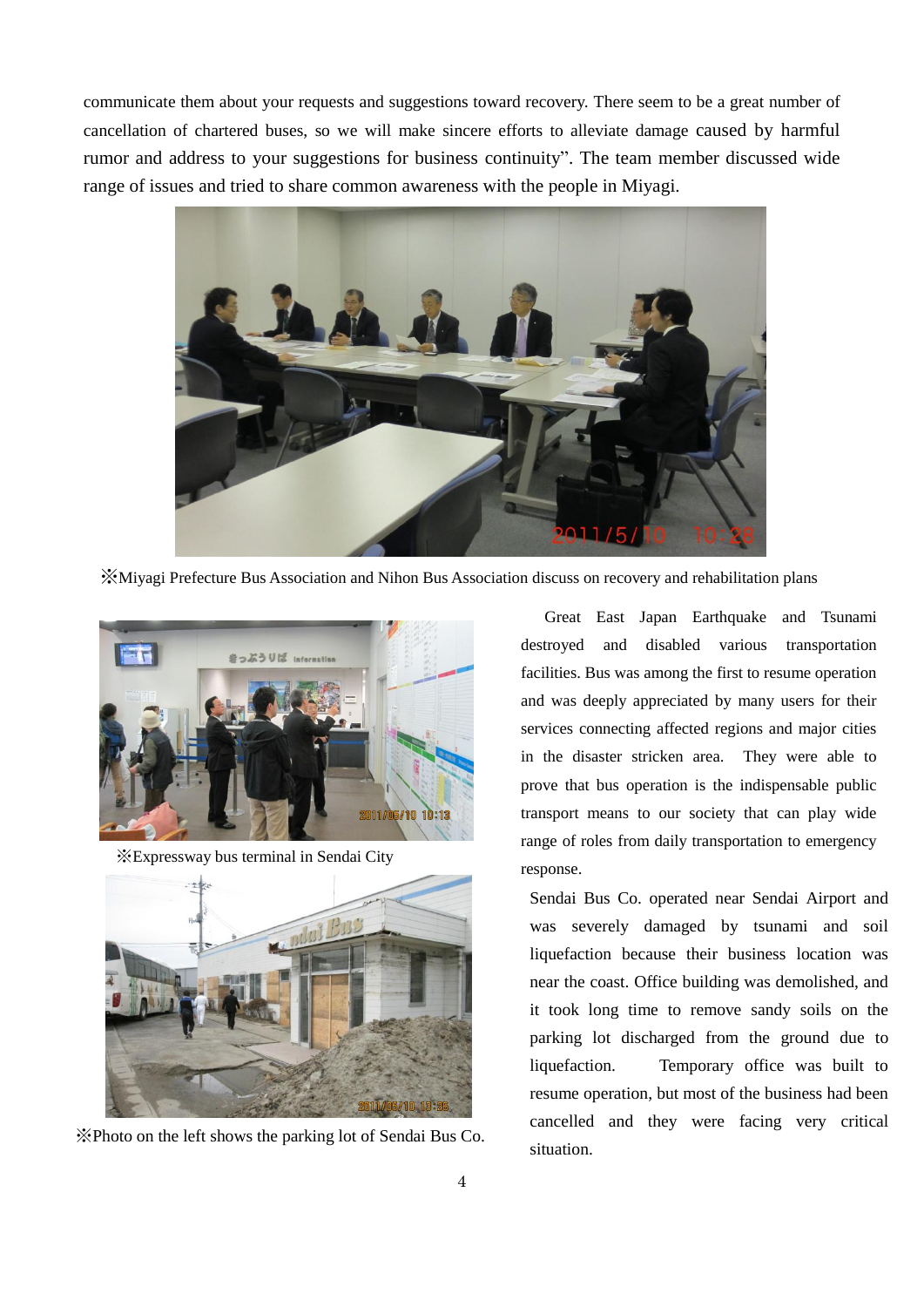communicate them about your requests and suggestions toward recovery. There seem to be a great number of cancellation of chartered buses, so we will make sincere efforts to alleviate damage caused by harmful rumor and address to your suggestions for business continuity". The team member discussed wide range of issues and tried to share common awareness with the people in Miyagi.

※Miyagi Prefecture Bus Association and Nihon Bus Association discuss on recovery and rehabilitation plans

※Expressway bus terminal in Sendai City

※Photo on the left shows the parking lot of Sendai Bus Co.

Great East Japan Earthquake and Tsunami destroyed and disabled various transportation facilities. Bus was among the first to resume operation and was deeply appreciated by many users for their services connecting affected regions and major cities in the disaster stricken area. They were able to prove that bus operation is the indispensable public transport means to our society that can play wide range of roles from daily transportation to emergency response.

Sendai Bus Co. operated near Sendai Airport and was severely damaged by tsunami and soil liquefaction because their business location was near the coast. Office building was demolished, and it took long time to remove sandy soils on the parking lot discharged from the ground due to liquefaction. Temporary office was built to resume operation, but most of the business had been cancelled and they were facing very critical situation.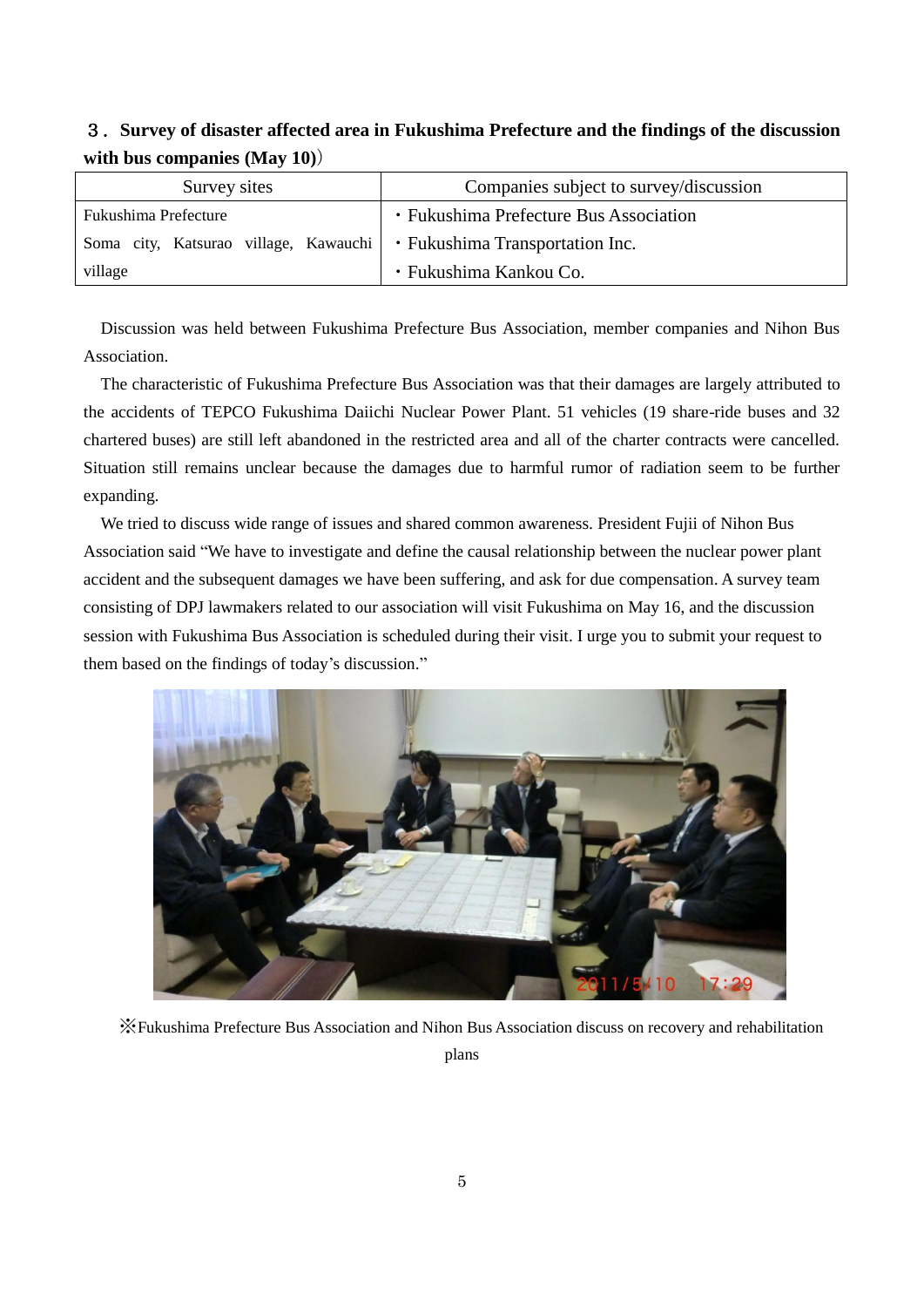### ３．Survey of disaster affected area in Fukushima Prefecture and the findings of the discussion with bus companies (May 10)）

| Survey sites | Companies subject to survey/discussion |
|---|---|
| Fukushima Prefecture<br>Soma city, Katsurao village, Kawauchi village | ・Fukushima Prefecture Bus Association<br>・Fukushima Transportation Inc.<br>・Fukushima Kankou Co. |

Discussion was held between Fukushima Prefecture Bus Association, member companies and Nihon Bus Association.

The characteristic of Fukushima Prefecture Bus Association was that their damages are largely attributed to the accidents of TEPCO Fukushima Daiichi Nuclear Power Plant. 51 vehicles (19 share-ride buses and 32 chartered buses) are still left abandoned in the restricted area and all of the charter contracts were cancelled. Situation still remains unclear because the damages due to harmful rumor of radiation seem to be further expanding.

We tried to discuss wide range of issues and shared common awareness. President Fujii of Nihon Bus Association said "We have to investigate and define the causal relationship between the nuclear power plant accident and the subsequent damages we have been suffering, and ask for due compensation. A survey team consisting of DPJ lawmakers related to our association will visit Fukushima on May 16, and the discussion session with Fukushima Bus Association is scheduled during their visit. I urge you to submit your request to them based on the findings of today's discussion."

※Fukushima Prefecture Bus Association and Nihon Bus Association discuss on recovery and rehabilitation plans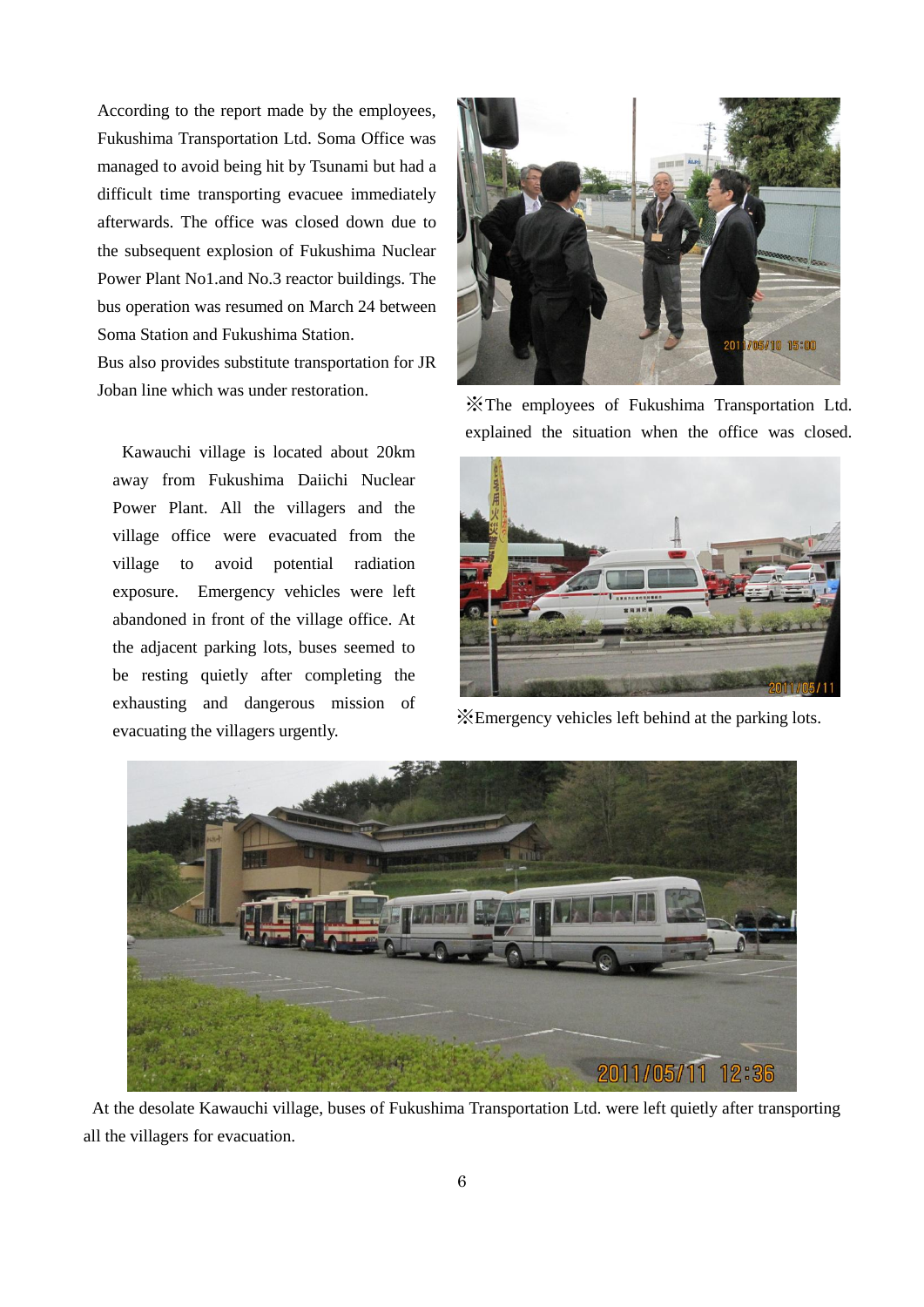According to the report made by the employees, Fukushima Transportation Ltd. Soma Office was managed to avoid being hit by Tsunami but had a difficult time transporting evacuee immediately afterwards. The office was closed down due to the subsequent explosion of Fukushima Nuclear Power Plant No1.and No.3 reactor buildings. The bus operation was resumed on March 24 between Soma Station and Fukushima Station.

Bus also provides substitute transportation for JR Joban line which was under restoration.

※The employees of Fukushima Transportation Ltd. explained the situation when the office was closed.

Kawauchi village is located about 20km away from Fukushima Daiichi Nuclear Power Plant. All the villagers and the village office were evacuated from the village to avoid potential radiation exposure. Emergency vehicles were left abandoned in front of the village office. At the adjacent parking lots, buses seemed to be resting quietly after completing the exhausting and dangerous mission of evacuating the villagers urgently.

※Emergency vehicles left behind at the parking lots.

At the desolate Kawauchi village, buses of Fukushima Transportation Ltd. were left quietly after transporting all the villagers for evacuation.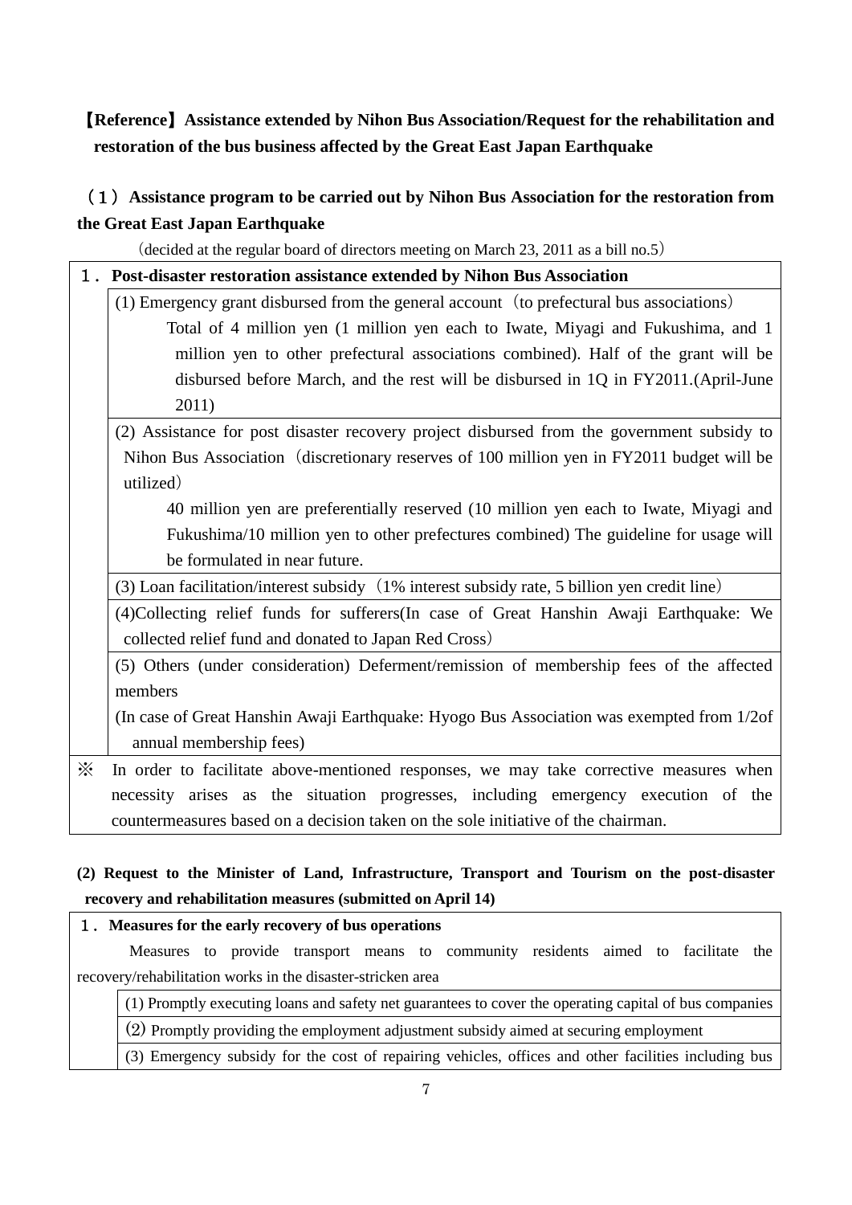## 【Reference】Assistance extended by Nihon Bus Association/Request for the rehabilitation and restoration of the bus business affected by the Great East Japan Earthquake

### （1）Assistance program to be carried out by Nihon Bus Association for the restoration from the Great East Japan Earthquake

（decided at the regular board of directors meeting on March 23, 2011 as a bill no.5）

| １．Post-disaster restoration assistance extended by Nihon Bus Association | |
|---|---|
| | (1) Emergency grant disbursed from the general account（to prefectural bus associations）<br>Total of 4 million yen (1 million yen each to Iwate, Miyagi and Fukushima, and 1 million yen to other prefectural associations combined). Half of the grant will be disbursed before March, and the rest will be disbursed in 1Q in FY2011.(April-June 2011) |
| | (2) Assistance for post disaster recovery project disbursed from the government subsidy to Nihon Bus Association（discretionary reserves of 100 million yen in FY2011 budget will be utilized）<br>40 million yen are preferentially reserved (10 million yen each to Iwate, Miyagi and Fukushima/10 million yen to other prefectures combined) The guideline for usage will be formulated in near future. |
| | (3) Loan facilitation/interest subsidy（1% interest subsidy rate, 5 billion yen credit line） |
| | (4)Collecting relief funds for sufferers(In case of Great Hanshin Awaji Earthquake: We collected relief fund and donated to Japan Red Cross） |
| | (5) Others (under consideration) Deferment/remission of membership fees of the affected members<br>(In case of Great Hanshin Awaji Earthquake: Hyogo Bus Association was exempted from 1/2of annual membership fees) |
| ※ | In order to facilitate above-mentioned responses, we may take corrective measures when necessity arises as the situation progresses, including emergency execution of the countermeasures based on a decision taken on the sole initiative of the chairman. |

### (2) Request to the Minister of Land, Infrastructure, Transport and Tourism on the post-disaster recovery and rehabilitation measures (submitted on April 14)

| １．Measures for the early recovery of bus operations | |
|---|---|
| Measures to provide transport means to community residents aimed to facilitate the recovery/rehabilitation works in the disaster-stricken area | |
| | (1) Promptly executing loans and safety net guarantees to cover the operating capital of bus companies |
| | (2) Promptly providing the employment adjustment subsidy aimed at securing employment |
| | (3) Emergency subsidy for the cost of repairing vehicles, offices and other facilities including bus |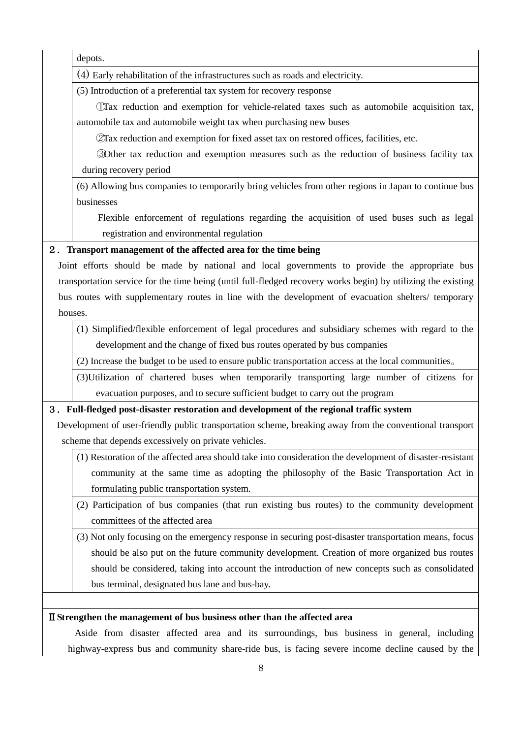depots.

(4) Early rehabilitation of the infrastructures such as roads and electricity.

(5) Introduction of a preferential tax system for recovery response

①Tax reduction and exemption for vehicle-related taxes such as automobile acquisition tax, automobile tax and automobile weight tax when purchasing new buses

②Tax reduction and exemption for fixed asset tax on restored offices, facilities, etc.

③Other tax reduction and exemption measures such as the reduction of business facility tax during recovery period

(6) Allowing bus companies to temporarily bring vehicles from other regions in Japan to continue bus businesses

Flexible enforcement of regulations regarding the acquisition of used buses such as legal registration and environmental regulation

**２．Transport management of the affected area for the time being**

Joint efforts should be made by national and local governments to provide the appropriate bus transportation service for the time being (until full-fledged recovery works begin) by utilizing the existing bus routes with supplementary routes in line with the development of evacuation shelters/ temporary houses.

(1) Simplified/flexible enforcement of legal procedures and subsidiary schemes with regard to the development and the change of fixed bus routes operated by bus companies

(2) Increase the budget to be used to ensure public transportation access at the local communities。

(3)Utilization of chartered buses when temporarily transporting large number of citizens for evacuation purposes, and to secure sufficient budget to carry out the program

**３．Full-fledged post-disaster restoration and development of the regional traffic system**

Development of user-friendly public transportation scheme, breaking away from the conventional transport scheme that depends excessively on private vehicles.

(1) Restoration of the affected area should take into consideration the development of disaster-resistant community at the same time as adopting the philosophy of the Basic Transportation Act in formulating public transportation system.

(2) Participation of bus companies (that run existing bus routes) to the community development committees of the affected area

(3) Not only focusing on the emergency response in securing post-disaster transportation means, focus should be also put on the future community development. Creation of more organized bus routes should be considered, taking into account the introduction of new concepts such as consolidated bus terminal, designated bus lane and bus-bay.

**Ⅱ Strengthen the management of bus business other than the affected area**

Aside from disaster affected area and its surroundings, bus business in general, including highway-express bus and community share-ride bus, is facing severe income decline caused by the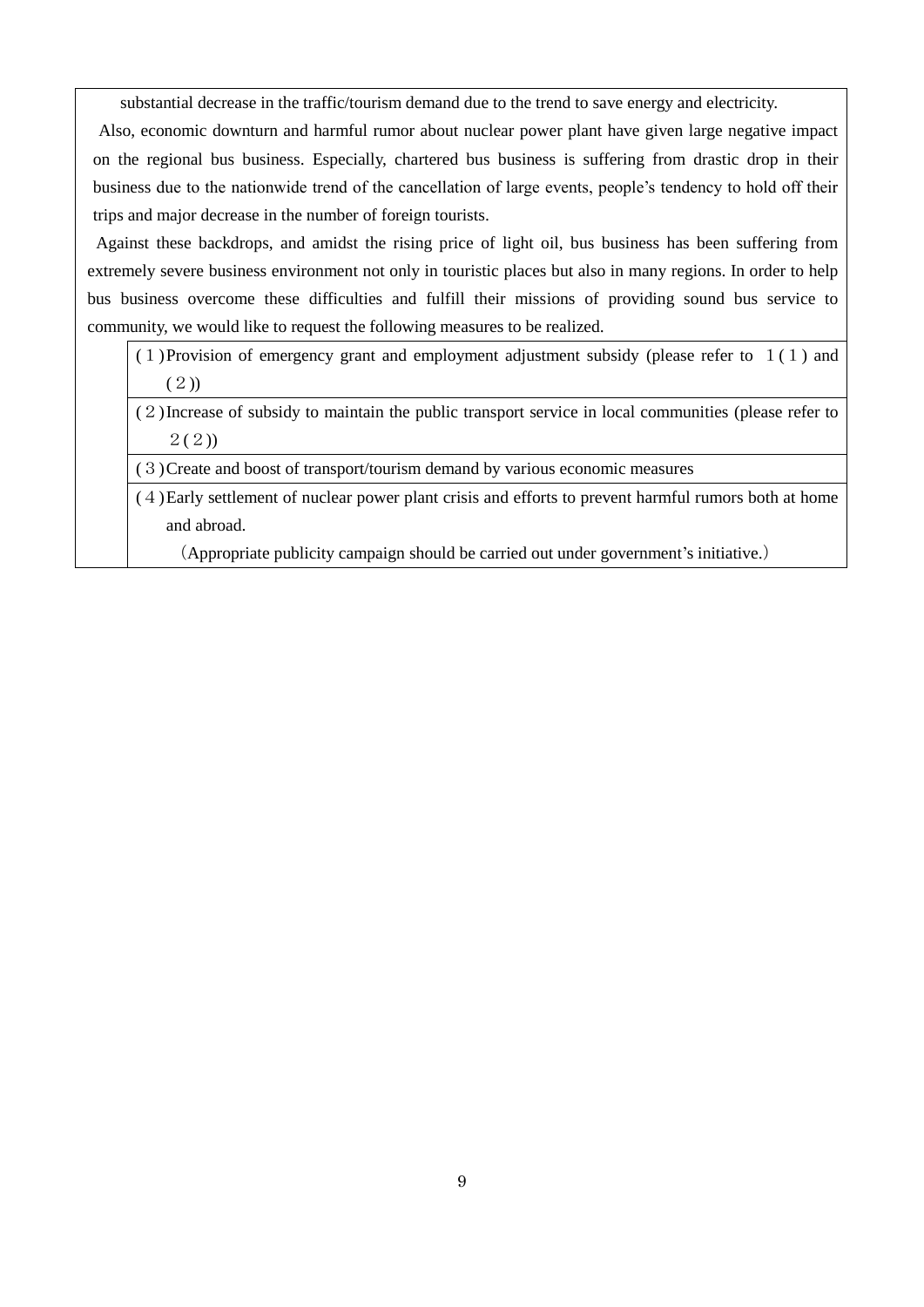substantial decrease in the traffic/tourism demand due to the trend to save energy and electricity.

Also, economic downturn and harmful rumor about nuclear power plant have given large negative impact on the regional bus business. Especially, chartered bus business is suffering from drastic drop in their business due to the nationwide trend of the cancellation of large events, people's tendency to hold off their trips and major decrease in the number of foreign tourists.

Against these backdrops, and amidst the rising price of light oil, bus business has been suffering from extremely severe business environment not only in touristic places but also in many regions. In order to help bus business overcome these difficulties and fulfill their missions of providing sound bus service to community, we would like to request the following measures to be realized.

| |
|---|
| (１)Provision of emergency grant and employment adjustment subsidy (please refer to １(１) and (２)) |
| (２)Increase of subsidy to maintain the public transport service in local communities (please refer to ２(２)) |
| (３)Create and boost of transport/tourism demand by various economic measures |
| (４)Early settlement of nuclear power plant crisis and efforts to prevent harmful rumors both at home and abroad.<br>（Appropriate publicity campaign should be carried out under government's initiative.） |